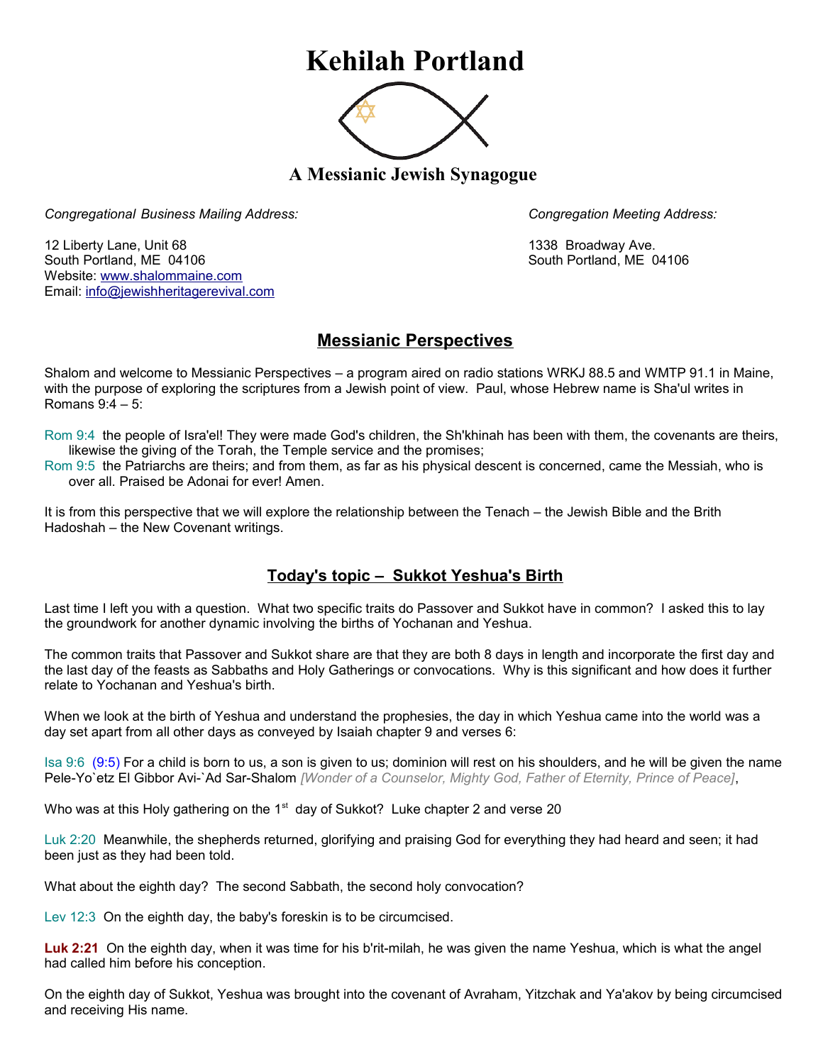# Kehilah Portland

### A Messianic Jewish Synagogue

*Congregational Business Mailing Address:*

12 Liberty Lane, Unit 68
South Portland, ME 04106
Website: www.shalommaine.com
Email: info@jewishheritagerevival.com

*Congregation Meeting Address:*

1338 Broadway Ave.
South Portland, ME 04106

## Messianic Perspectives

Shalom and welcome to Messianic Perspectives – a program aired on radio stations WRKJ 88.5 and WMTP 91.1 in Maine, with the purpose of exploring the scriptures from a Jewish point of view. Paul, whose Hebrew name is Sha'ul writes in Romans 9:4 – 5:

Rom 9:4 the people of Isra'el! They were made God's children, the Sh'khinah has been with them, the covenants are theirs, likewise the giving of the Torah, the Temple service and the promises;
Rom 9:5 the Patriarchs are theirs; and from them, as far as his physical descent is concerned, came the Messiah, who is over all. Praised be Adonai for ever! Amen.

It is from this perspective that we will explore the relationship between the Tenach – the Jewish Bible and the Brith Hadoshah – the New Covenant writings.

## Today's topic – Sukkot Yeshua's Birth

Last time I left you with a question. What two specific traits do Passover and Sukkot have in common? I asked this to lay the groundwork for another dynamic involving the births of Yochanan and Yeshua.

The common traits that Passover and Sukkot share are that they are both 8 days in length and incorporate the first day and the last day of the feasts as Sabbaths and Holy Gatherings or convocations. Why is this significant and how does it further relate to Yochanan and Yeshua's birth.

When we look at the birth of Yeshua and understand the prophesies, the day in which Yeshua came into the world was a day set apart from all other days as conveyed by Isaiah chapter 9 and verses 6:

Isa 9:6 (9:5) For a child is born to us, a son is given to us; dominion will rest on his shoulders, and he will be given the name Pele-Yo`etz El Gibbor Avi-`Ad Sar-Shalom *[Wonder of a Counselor, Mighty God, Father of Eternity, Prince of Peace]*,

Who was at this Holy gathering on the 1st day of Sukkot? Luke chapter 2 and verse 20

Luk 2:20 Meanwhile, the shepherds returned, glorifying and praising God for everything they had heard and seen; it had been just as they had been told.

What about the eighth day? The second Sabbath, the second holy convocation?

Lev 12:3 On the eighth day, the baby's foreskin is to be circumcised.

**Luk 2:21** On the eighth day, when it was time for his b'rit-milah, he was given the name Yeshua, which is what the angel had called him before his conception.

On the eighth day of Sukkot, Yeshua was brought into the covenant of Avraham, Yitzchak and Ya'akov by being circumcised and receiving His name.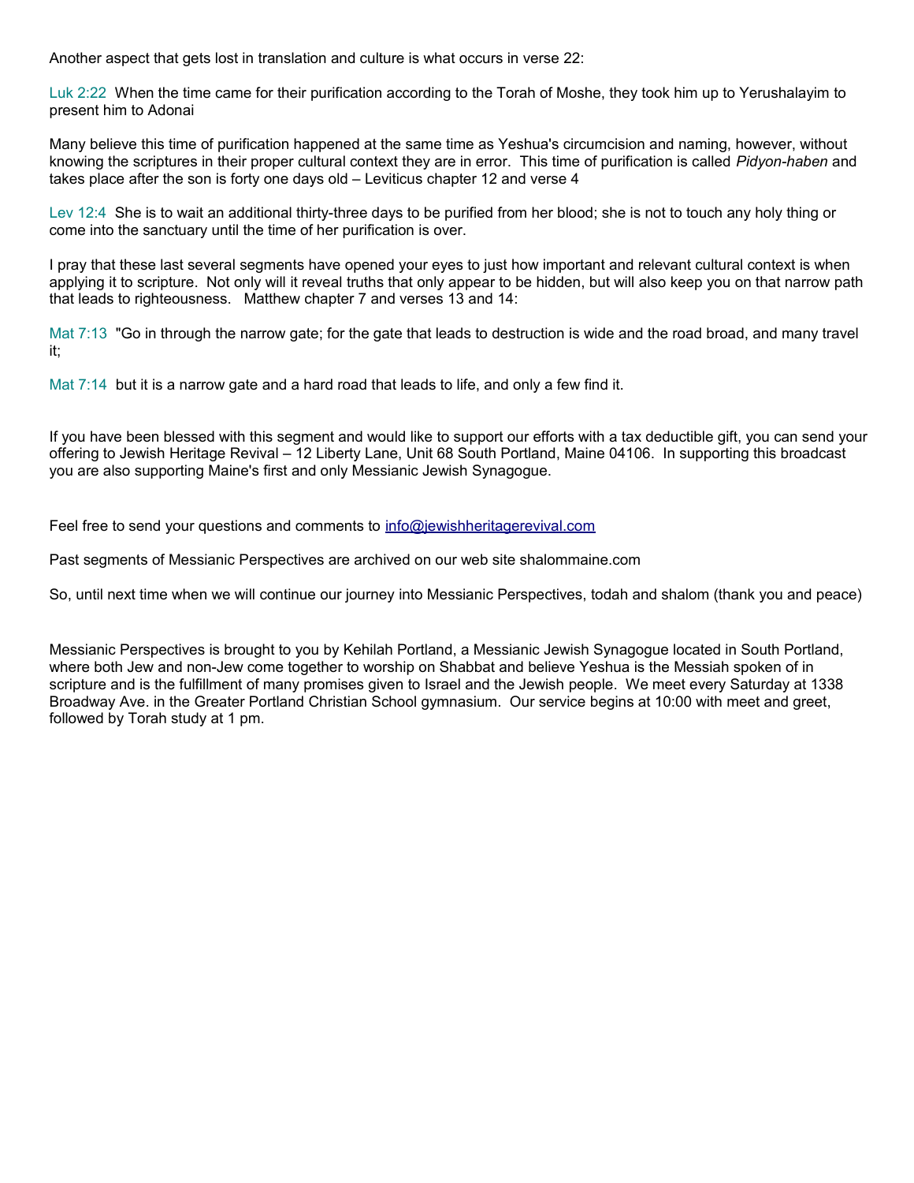Another aspect that gets lost in translation and culture is what occurs in verse 22:

Luk 2:22  When the time came for their purification according to the Torah of Moshe, they took him up to Yerushalayim to present him to Adonai

Many believe this time of purification happened at the same time as Yeshua's circumcision and naming, however, without knowing the scriptures in their proper cultural context they are in error.  This time of purification is called *Pidyon-haben* and takes place after the son is forty one days old – Leviticus chapter 12 and verse 4

Lev 12:4  She is to wait an additional thirty-three days to be purified from her blood; she is not to touch any holy thing or come into the sanctuary until the time of her purification is over.

I pray that these last several segments have opened your eyes to just how important and relevant cultural context is when applying it to scripture.  Not only will it reveal truths that only appear to be hidden, but will also keep you on that narrow path that leads to righteousness.   Matthew chapter 7 and verses 13 and 14:

Mat 7:13  "Go in through the narrow gate; for the gate that leads to destruction is wide and the road broad, and many travel it;

Mat 7:14  but it is a narrow gate and a hard road that leads to life, and only a few find it.

If you have been blessed with this segment and would like to support our efforts with a tax deductible gift, you can send your offering to Jewish Heritage Revival – 12 Liberty Lane, Unit 68 South Portland, Maine 04106.  In supporting this broadcast you are also supporting Maine's first and only Messianic Jewish Synagogue.

Feel free to send your questions and comments to info@jewishheritagerevival.com

Past segments of Messianic Perspectives are archived on our web site shalommaine.com

So, until next time when we will continue our journey into Messianic Perspectives, todah and shalom (thank you and peace)

Messianic Perspectives is brought to you by Kehilah Portland, a Messianic Jewish Synagogue located in South Portland, where both Jew and non-Jew come together to worship on Shabbat and believe Yeshua is the Messiah spoken of in scripture and is the fulfillment of many promises given to Israel and the Jewish people.  We meet every Saturday at 1338 Broadway Ave. in the Greater Portland Christian School gymnasium.  Our service begins at 10:00 with meet and greet, followed by Torah study at 1 pm.